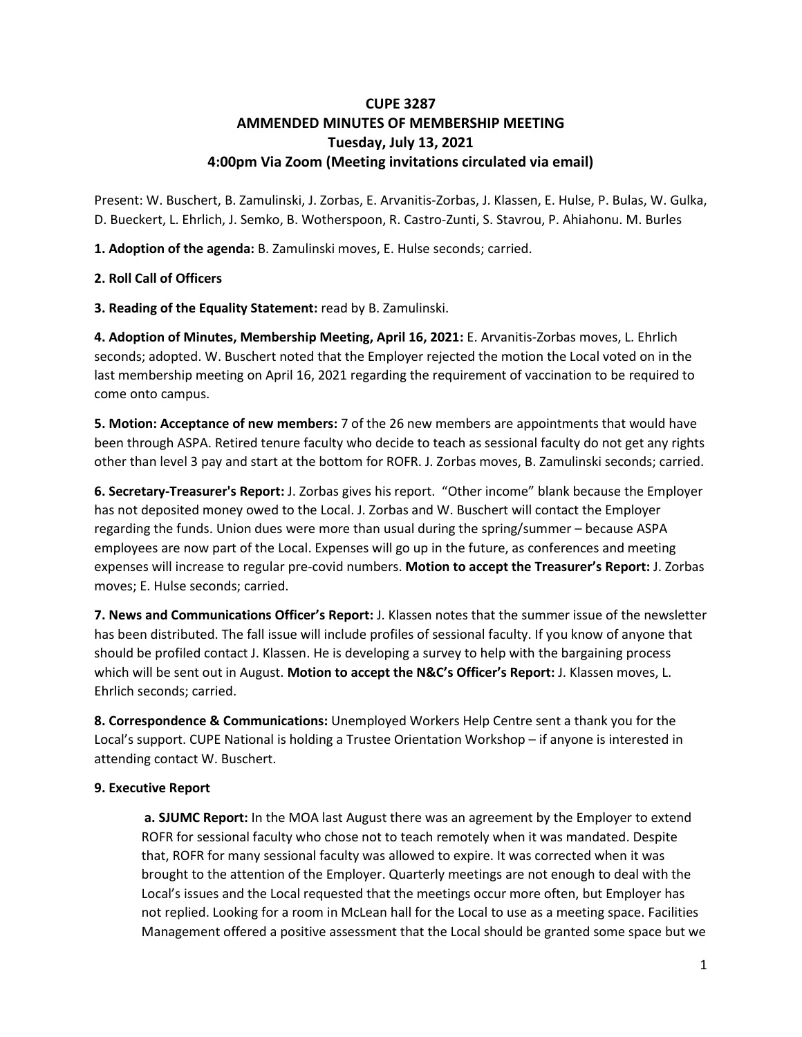# CUPE 3287
## AMMENDED MINUTES OF MEMBERSHIP MEETING
## Tuesday, July 13, 2021
## 4:00pm Via Zoom (Meeting invitations circulated via email)

Present: W. Buschert, B. Zamulinski, J. Zorbas, E. Arvanitis-Zorbas, J. Klassen, E. Hulse, P. Bulas, W. Gulka, D. Bueckert, L. Ehrlich, J. Semko, B. Wotherspoon, R. Castro-Zunti, S. Stavrou, P. Ahiahonu. M. Burles

**1. Adoption of the agenda:** B. Zamulinski moves, E. Hulse seconds; carried.

**2. Roll Call of Officers**

**3. Reading of the Equality Statement:** read by B. Zamulinski.

**4. Adoption of Minutes, Membership Meeting, April 16, 2021:** E. Arvanitis-Zorbas moves, L. Ehrlich seconds; adopted. W. Buschert noted that the Employer rejected the motion the Local voted on in the last membership meeting on April 16, 2021 regarding the requirement of vaccination to be required to come onto campus.

**5. Motion: Acceptance of new members:** 7 of the 26 new members are appointments that would have been through ASPA. Retired tenure faculty who decide to teach as sessional faculty do not get any rights other than level 3 pay and start at the bottom for ROFR. J. Zorbas moves, B. Zamulinski seconds; carried.

**6. Secretary-Treasurer's Report:** J. Zorbas gives his report. "Other income" blank because the Employer has not deposited money owed to the Local. J. Zorbas and W. Buschert will contact the Employer regarding the funds. Union dues were more than usual during the spring/summer – because ASPA employees are now part of the Local. Expenses will go up in the future, as conferences and meeting expenses will increase to regular pre-covid numbers. **Motion to accept the Treasurer's Report:** J. Zorbas moves; E. Hulse seconds; carried.

**7. News and Communications Officer's Report:** J. Klassen notes that the summer issue of the newsletter has been distributed. The fall issue will include profiles of sessional faculty. If you know of anyone that should be profiled contact J. Klassen. He is developing a survey to help with the bargaining process which will be sent out in August. **Motion to accept the N&C's Officer's Report:** J. Klassen moves, L. Ehrlich seconds; carried.

**8. Correspondence & Communications:** Unemployed Workers Help Centre sent a thank you for the Local's support. CUPE National is holding a Trustee Orientation Workshop – if anyone is interested in attending contact W. Buschert.

**9. Executive Report**

**a. SJUMC Report:** In the MOA last August there was an agreement by the Employer to extend ROFR for sessional faculty who chose not to teach remotely when it was mandated. Despite that, ROFR for many sessional faculty was allowed to expire. It was corrected when it was brought to the attention of the Employer. Quarterly meetings are not enough to deal with the Local's issues and the Local requested that the meetings occur more often, but Employer has not replied. Looking for a room in McLean hall for the Local to use as a meeting space. Facilities Management offered a positive assessment that the Local should be granted some space but we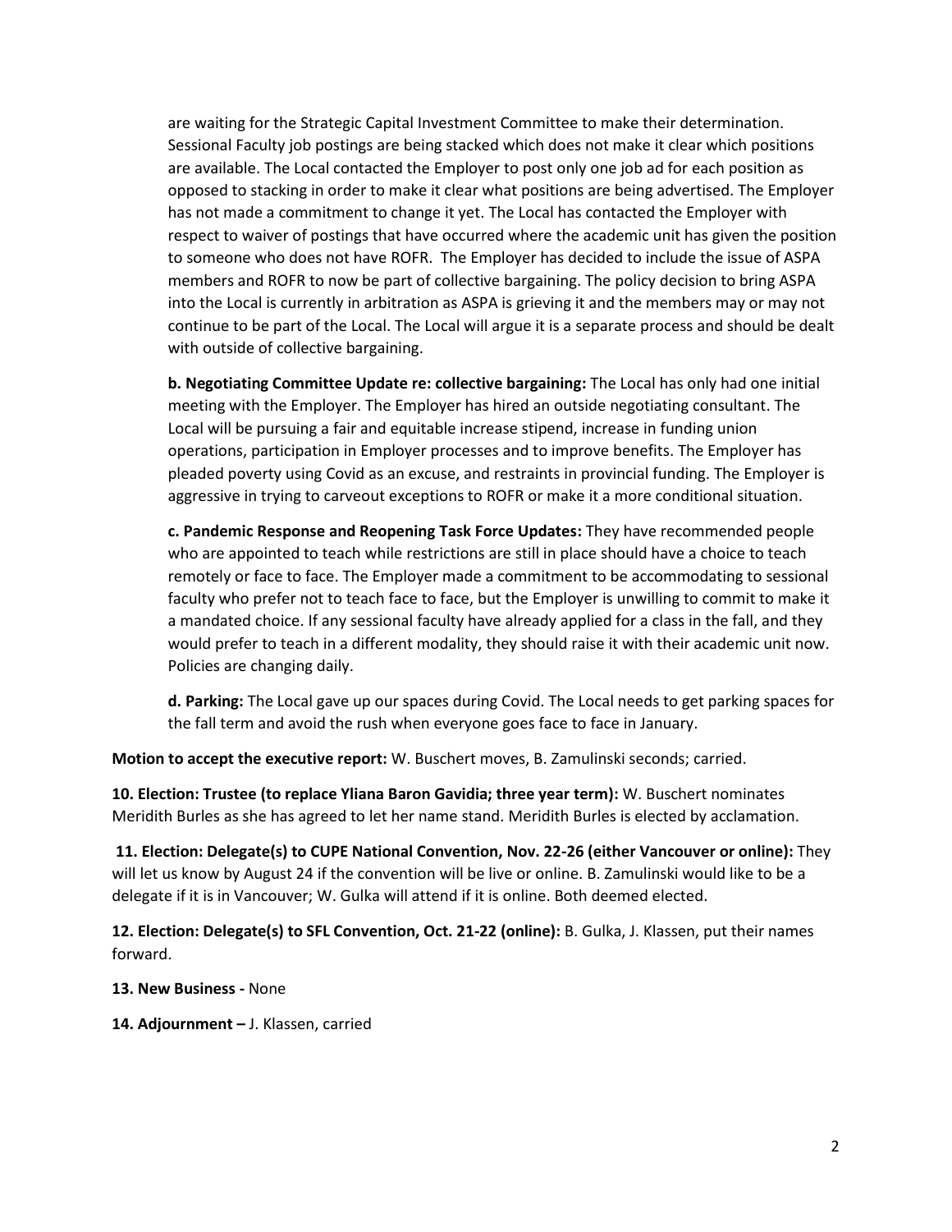are waiting for the Strategic Capital Investment Committee to make their determination. Sessional Faculty job postings are being stacked which does not make it clear which positions are available. The Local contacted the Employer to post only one job ad for each position as opposed to stacking in order to make it clear what positions are being advertised. The Employer has not made a commitment to change it yet. The Local has contacted the Employer with respect to waiver of postings that have occurred where the academic unit has given the position to someone who does not have ROFR. The Employer has decided to include the issue of ASPA members and ROFR to now be part of collective bargaining. The policy decision to bring ASPA into the Local is currently in arbitration as ASPA is grieving it and the members may or may not continue to be part of the Local. The Local will argue it is a separate process and should be dealt with outside of collective bargaining.

**b. Negotiating Committee Update re: collective bargaining:** The Local has only had one initial meeting with the Employer. The Employer has hired an outside negotiating consultant. The Local will be pursuing a fair and equitable increase stipend, increase in funding union operations, participation in Employer processes and to improve benefits. The Employer has pleaded poverty using Covid as an excuse, and restraints in provincial funding. The Employer is aggressive in trying to carveout exceptions to ROFR or make it a more conditional situation.

**c. Pandemic Response and Reopening Task Force Updates:** They have recommended people who are appointed to teach while restrictions are still in place should have a choice to teach remotely or face to face. The Employer made a commitment to be accommodating to sessional faculty who prefer not to teach face to face, but the Employer is unwilling to commit to make it a mandated choice. If any sessional faculty have already applied for a class in the fall, and they would prefer to teach in a different modality, they should raise it with their academic unit now. Policies are changing daily.

**d. Parking:** The Local gave up our spaces during Covid. The Local needs to get parking spaces for the fall term and avoid the rush when everyone goes face to face in January.

**Motion to accept the executive report:** W. Buschert moves, B. Zamulinski seconds; carried.

**10. Election: Trustee (to replace Yliana Baron Gavidia; three year term):** W. Buschert nominates Meridith Burles as she has agreed to let her name stand. Meridith Burles is elected by acclamation.

**11. Election: Delegate(s) to CUPE National Convention, Nov. 22-26 (either Vancouver or online):** They will let us know by August 24 if the convention will be live or online. B. Zamulinski would like to be a delegate if it is in Vancouver; W. Gulka will attend if it is online. Both deemed elected.

**12. Election: Delegate(s) to SFL Convention, Oct. 21-22 (online):** B. Gulka, J. Klassen, put their names forward.

**13. New Business -** None

**14. Adjournment –** J. Klassen, carried